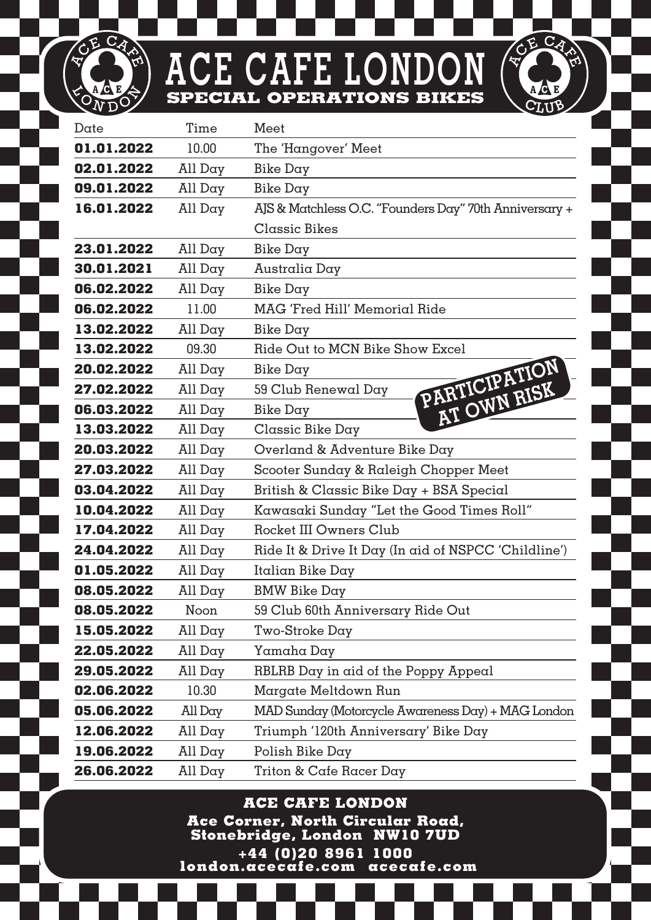# ACE CAFE LONDON

## SPECIAL OPERATIONS BIKES

| Date | Time | Meet |
|---|---|---|
| **01.01.2022** | 10.00 | The 'Hangover' Meet |
| **02.01.2022** | All Day | Bike Day |
| **09.01.2022** | All Day | Bike Day |
| **16.01.2022** | All Day | AJS & Matchless O.C. "Founders Day" 70th Anniversary + Classic Bikes |
| **23.01.2022** | All Day | Bike Day |
| **30.01.2021** | All Day | Australia Day |
| **06.02.2022** | All Day | Bike Day |
| **06.02.2022** | 11.00 | MAG 'Fred Hill' Memorial Ride |
| **13.02.2022** | All Day | Bike Day |
| **13.02.2022** | 09.30 | Ride Out to MCN Bike Show Excel |
| **20.02.2022** | All Day | Bike Day |
| **27.02.2022** | All Day | 59 Club Renewal Day |
| **06.03.2022** | All Day | Bike Day |
| **13.03.2022** | All Day | Classic Bike Day |
| **20.03.2022** | All Day | Overland & Adventure Bike Day |
| **27.03.2022** | All Day | Scooter Sunday & Raleigh Chopper Meet |
| **03.04.2022** | All Day | British & Classic Bike Day + BSA Special |
| **10.04.2022** | All Day | Kawasaki Sunday "Let the Good Times Roll" |
| **17.04.2022** | All Day | Rocket III Owners Club |
| **24.04.2022** | All Day | Ride It & Drive It Day (In aid of NSPCC 'Childline') |
| **01.05.2022** | All Day | Italian Bike Day |
| **08.05.2022** | All Day | BMW Bike Day |
| **08.05.2022** | Noon | 59 Club 60th Anniversary Ride Out |
| **15.05.2022** | All Day | Two-Stroke Day |
| **22.05.2022** | All Day | Yamaha Day |
| **29.05.2022** | All Day | RBLRB Day in aid of the Poppy Appeal |
| **02.06.2022** | 10.30 | Margate Meltdown Run |
| **05.06.2022** | All Day | MAD Sunday (Motorcycle Awareness Day) + MAG London |
| **12.06.2022** | All Day | Triumph '120th Anniversary' Bike Day |
| **19.06.2022** | All Day | Polish Bike Day |
| **26.06.2022** | All Day | Triton & Cafe Racer Day |

PARTICIPATION AT OWN RISK

**ACE CAFE LONDON**

**Ace Corner, North Circular Road, Stonebridge, London NW10 7UD**

**+44 (0)20 8961 1000**

**london.acecafe.com acecafe.com**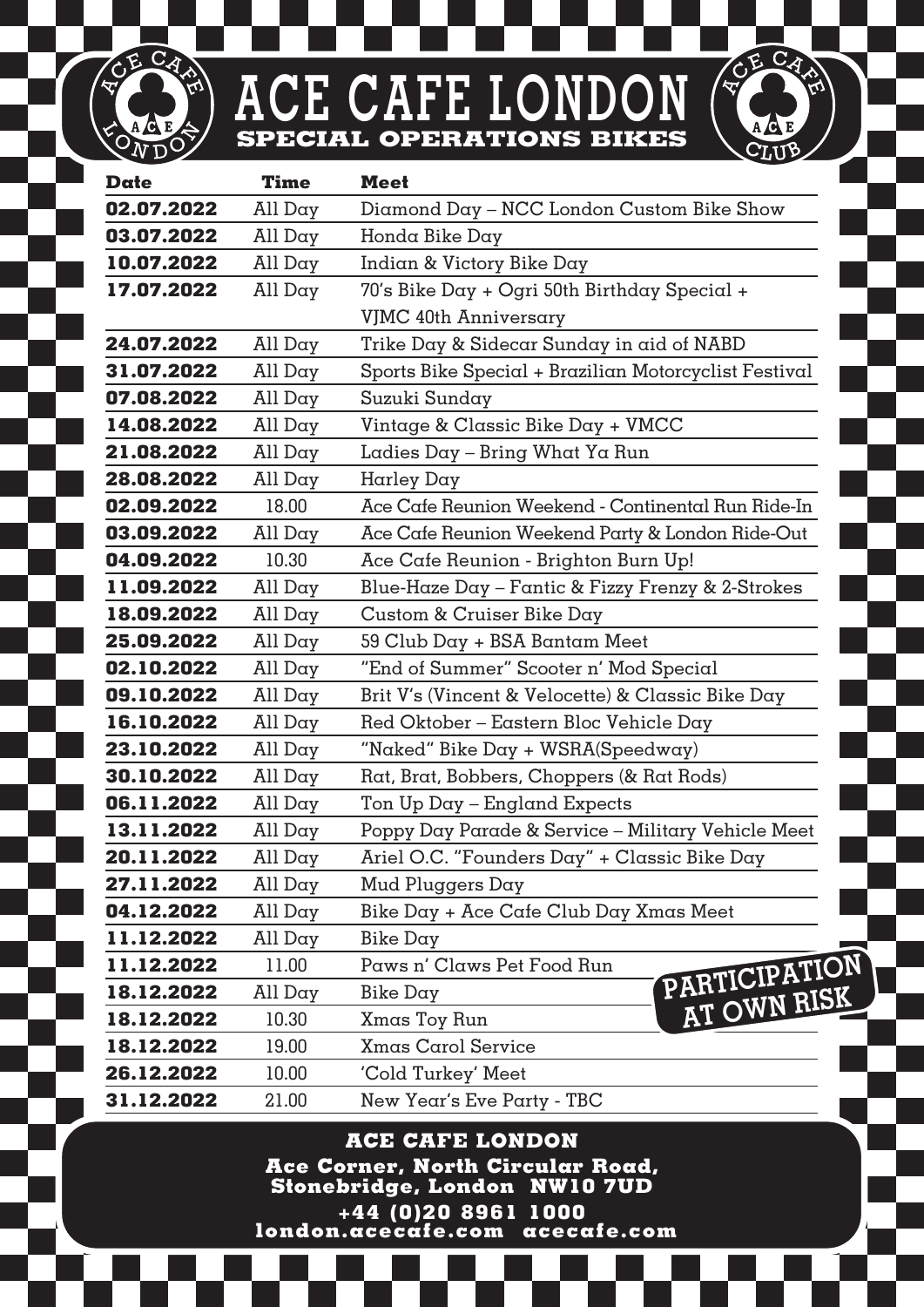# ACE CAFE LONDON

## SPECIAL OPERATIONS BIKES

| Date | Time | Meet |
|---|---|---|
| **02.07.2022** | All Day | Diamond Day – NCC London Custom Bike Show |
| **03.07.2022** | All Day | Honda Bike Day |
| **10.07.2022** | All Day | Indian & Victory Bike Day |
| **17.07.2022** | All Day | 70's Bike Day + Ogri 50th Birthday Special + VJMC 40th Anniversary |
| **24.07.2022** | All Day | Trike Day & Sidecar Sunday in aid of NABD |
| **31.07.2022** | All Day | Sports Bike Special + Brazilian Motorcyclist Festival |
| **07.08.2022** | All Day | Suzuki Sunday |
| **14.08.2022** | All Day | Vintage & Classic Bike Day + VMCC |
| **21.08.2022** | All Day | Ladies Day – Bring What Ya Run |
| **28.08.2022** | All Day | Harley Day |
| **02.09.2022** | 18.00 | Ace Cafe Reunion Weekend - Continental Run Ride-In |
| **03.09.2022** | All Day | Ace Cafe Reunion Weekend Party & London Ride-Out |
| **04.09.2022** | 10.30 | Ace Cafe Reunion - Brighton Burn Up! |
| **11.09.2022** | All Day | Blue-Haze Day – Fantic & Fizzy Frenzy & 2-Strokes |
| **18.09.2022** | All Day | Custom & Cruiser Bike Day |
| **25.09.2022** | All Day | 59 Club Day + BSA Bantam Meet |
| **02.10.2022** | All Day | "End of Summer" Scooter n' Mod Special |
| **09.10.2022** | All Day | Brit V's (Vincent & Velocette) & Classic Bike Day |
| **16.10.2022** | All Day | Red Oktober – Eastern Bloc Vehicle Day |
| **23.10.2022** | All Day | "Naked" Bike Day + WSRA(Speedway) |
| **30.10.2022** | All Day | Rat, Brat, Bobbers, Choppers (& Rat Rods) |
| **06.11.2022** | All Day | Ton Up Day – England Expects |
| **13.11.2022** | All Day | Poppy Day Parade & Service – Military Vehicle Meet |
| **20.11.2022** | All Day | Ariel O.C. "Founders Day" + Classic Bike Day |
| **27.11.2022** | All Day | Mud Pluggers Day |
| **04.12.2022** | All Day | Bike Day + Ace Cafe Club Day Xmas Meet |
| **11.12.2022** | All Day | Bike Day |
| **11.12.2022** | 11.00 | Paws n' Claws Pet Food Run |
| **18.12.2022** | All Day | Bike Day |
| **18.12.2022** | 10.30 | Xmas Toy Run |
| **18.12.2022** | 19.00 | Xmas Carol Service |
| **26.12.2022** | 10.00 | 'Cold Turkey' Meet |
| **31.12.2022** | 21.00 | New Year's Eve Party - TBC |

PARTICIPATION AT OWN RISK

**ACE CAFE LONDON**

**Ace Corner, North Circular Road, Stonebridge, London NW10 7UD**

**+44 (0)20 8961 1000**

**london.acecafe.com acecafe.com**